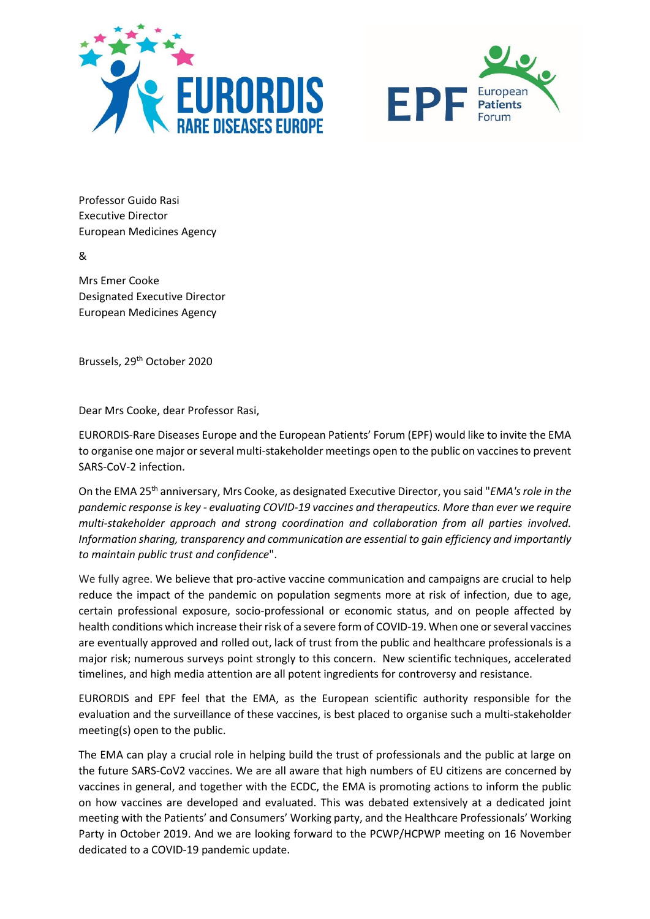Professor Guido Rasi
Executive Director
European Medicines Agency

&

Mrs Emer Cooke
Designated Executive Director
European Medicines Agency

Brussels, 29th October 2020

Dear Mrs Cooke, dear Professor Rasi,

EURORDIS-Rare Diseases Europe and the European Patients' Forum (EPF) would like to invite the EMA to organise one major or several multi-stakeholder meetings open to the public on vaccines to prevent SARS-CoV-2 infection.

On the EMA 25th anniversary, Mrs Cooke, as designated Executive Director, you said "*EMA's role in the pandemic response is key - evaluating COVID-19 vaccines and therapeutics. More than ever we require multi-stakeholder approach and strong coordination and collaboration from all parties involved. Information sharing, transparency and communication are essential to gain efficiency and importantly to maintain public trust and confidence*".

We fully agree. We believe that pro-active vaccine communication and campaigns are crucial to help reduce the impact of the pandemic on population segments more at risk of infection, due to age, certain professional exposure, socio-professional or economic status, and on people affected by health conditions which increase their risk of a severe form of COVID-19. When one or several vaccines are eventually approved and rolled out, lack of trust from the public and healthcare professionals is a major risk; numerous surveys point strongly to this concern. New scientific techniques, accelerated timelines, and high media attention are all potent ingredients for controversy and resistance.

EURORDIS and EPF feel that the EMA, as the European scientific authority responsible for the evaluation and the surveillance of these vaccines, is best placed to organise such a multi-stakeholder meeting(s) open to the public.

The EMA can play a crucial role in helping build the trust of professionals and the public at large on the future SARS-CoV2 vaccines. We are all aware that high numbers of EU citizens are concerned by vaccines in general, and together with the ECDC, the EMA is promoting actions to inform the public on how vaccines are developed and evaluated. This was debated extensively at a dedicated joint meeting with the Patients' and Consumers' Working party, and the Healthcare Professionals' Working Party in October 2019. And we are looking forward to the PCWP/HCPWP meeting on 16 November dedicated to a COVID-19 pandemic update.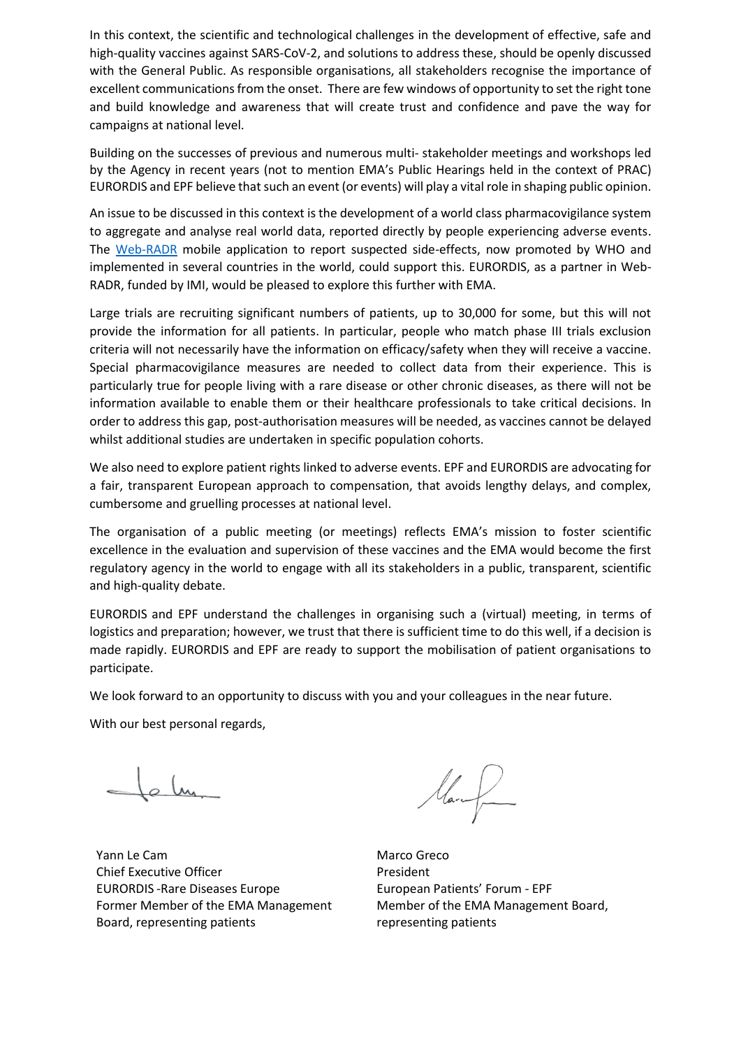In this context, the scientific and technological challenges in the development of effective, safe and high-quality vaccines against SARS-CoV-2, and solutions to address these, should be openly discussed with the General Public. As responsible organisations, all stakeholders recognise the importance of excellent communications from the onset. There are few windows of opportunity to set the right tone and build knowledge and awareness that will create trust and confidence and pave the way for campaigns at national level.

Building on the successes of previous and numerous multi- stakeholder meetings and workshops led by the Agency in recent years (not to mention EMA's Public Hearings held in the context of PRAC) EURORDIS and EPF believe that such an event (or events) will play a vital role in shaping public opinion.

An issue to be discussed in this context is the development of a world class pharmacovigilance system to aggregate and analyse real world data, reported directly by people experiencing adverse events. The Web-RADR mobile application to report suspected side-effects, now promoted by WHO and implemented in several countries in the world, could support this. EURORDIS, as a partner in Web-RADR, funded by IMI, would be pleased to explore this further with EMA.

Large trials are recruiting significant numbers of patients, up to 30,000 for some, but this will not provide the information for all patients. In particular, people who match phase III trials exclusion criteria will not necessarily have the information on efficacy/safety when they will receive a vaccine. Special pharmacovigilance measures are needed to collect data from their experience. This is particularly true for people living with a rare disease or other chronic diseases, as there will not be information available to enable them or their healthcare professionals to take critical decisions. In order to address this gap, post-authorisation measures will be needed, as vaccines cannot be delayed whilst additional studies are undertaken in specific population cohorts.

We also need to explore patient rights linked to adverse events. EPF and EURORDIS are advocating for a fair, transparent European approach to compensation, that avoids lengthy delays, and complex, cumbersome and gruelling processes at national level.

The organisation of a public meeting (or meetings) reflects EMA's mission to foster scientific excellence in the evaluation and supervision of these vaccines and the EMA would become the first regulatory agency in the world to engage with all its stakeholders in a public, transparent, scientific and high-quality debate.

EURORDIS and EPF understand the challenges in organising such a (virtual) meeting, in terms of logistics and preparation; however, we trust that there is sufficient time to do this well, if a decision is made rapidly. EURORDIS and EPF are ready to support the mobilisation of patient organisations to participate.

We look forward to an opportunity to discuss with you and your colleagues in the near future.

With our best personal regards,

Yann Le Cam
Chief Executive Officer
EURORDIS -Rare Diseases Europe
Former Member of the EMA Management Board, representing patients

Marco Greco
President
European Patients' Forum - EPF
Member of the EMA Management Board, representing patients